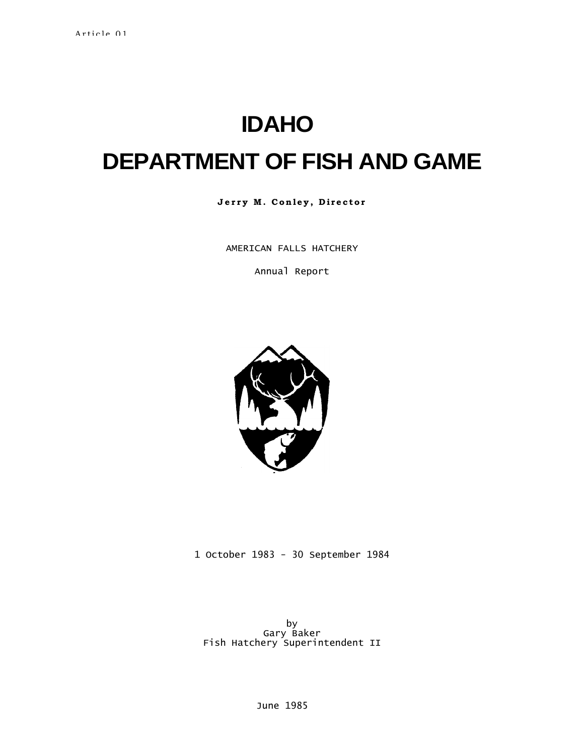Article 01

# IDAHO

# DEPARTMENT OF FISH AND GAME

**Jerry M. Conley, Director**

AMERICAN FALLS HATCHERY

Annual Report

1 October 1983 - 30 September 1984

by
Gary Baker
Fish Hatchery Superintendent II

June 1985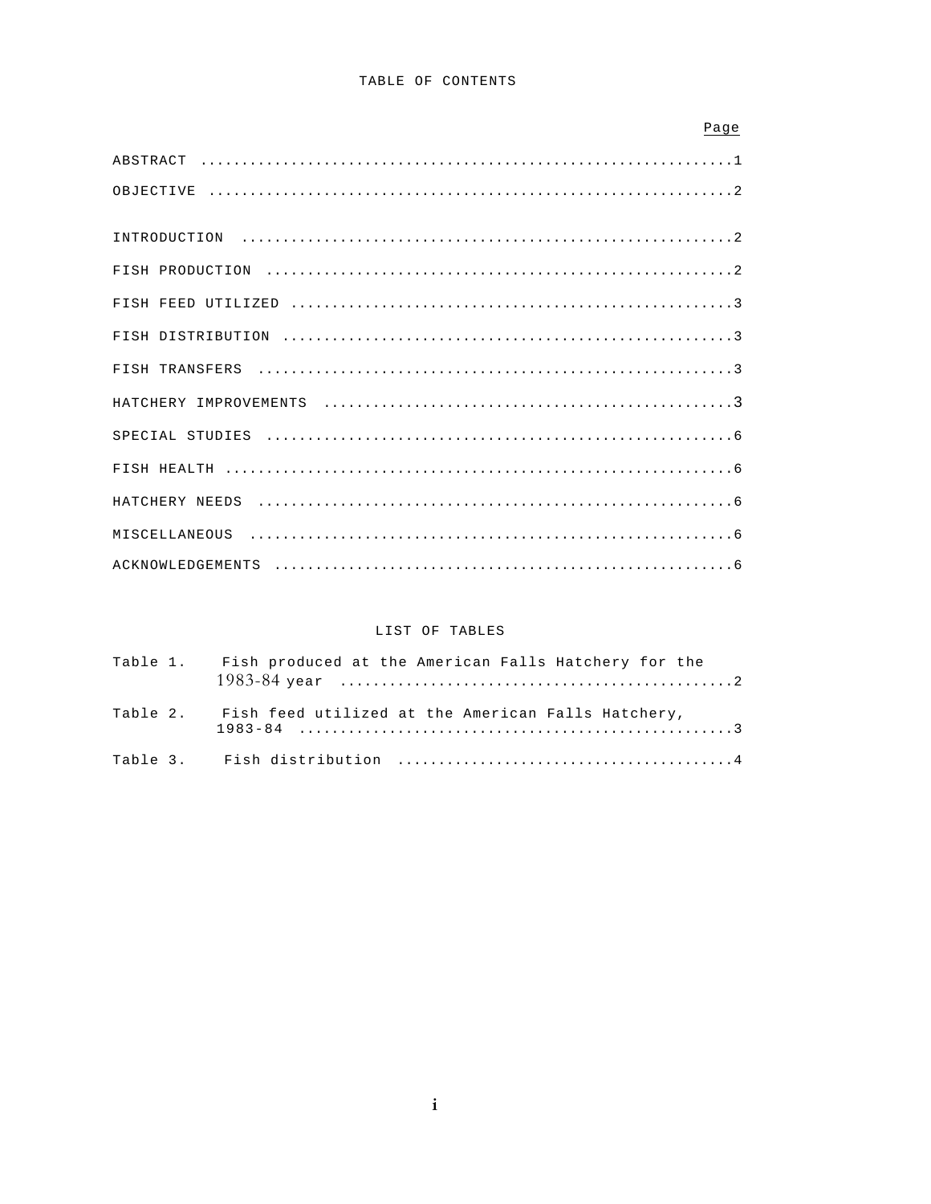## TABLE OF CONTENTS

| | Page |
|---|---|
| ABSTRACT | 1 |
| OBJECTIVE | 2 |
| INTRODUCTION | 2 |
| FISH PRODUCTION | 2 |
| FISH FEED UTILIZED | 3 |
| FISH DISTRIBUTION | 3 |
| FISH TRANSFERS | 3 |
| HATCHERY IMPROVEMENTS | 3 |
| SPECIAL STUDIES | 6 |
| FISH HEALTH | 6 |
| HATCHERY NEEDS | 6 |
| MISCELLANEOUS | 6 |
| ACKNOWLEDGEMENTS | 6 |

## LIST OF TABLES

| | | Page |
|---|---|---|
| Table 1. | Fish produced at the American Falls Hatchery for the 1983-84 year | 2 |
| Table 2. | Fish feed utilized at the American Falls Hatchery, 1983-84 | 3 |
| Table 3. | Fish distribution | 4 |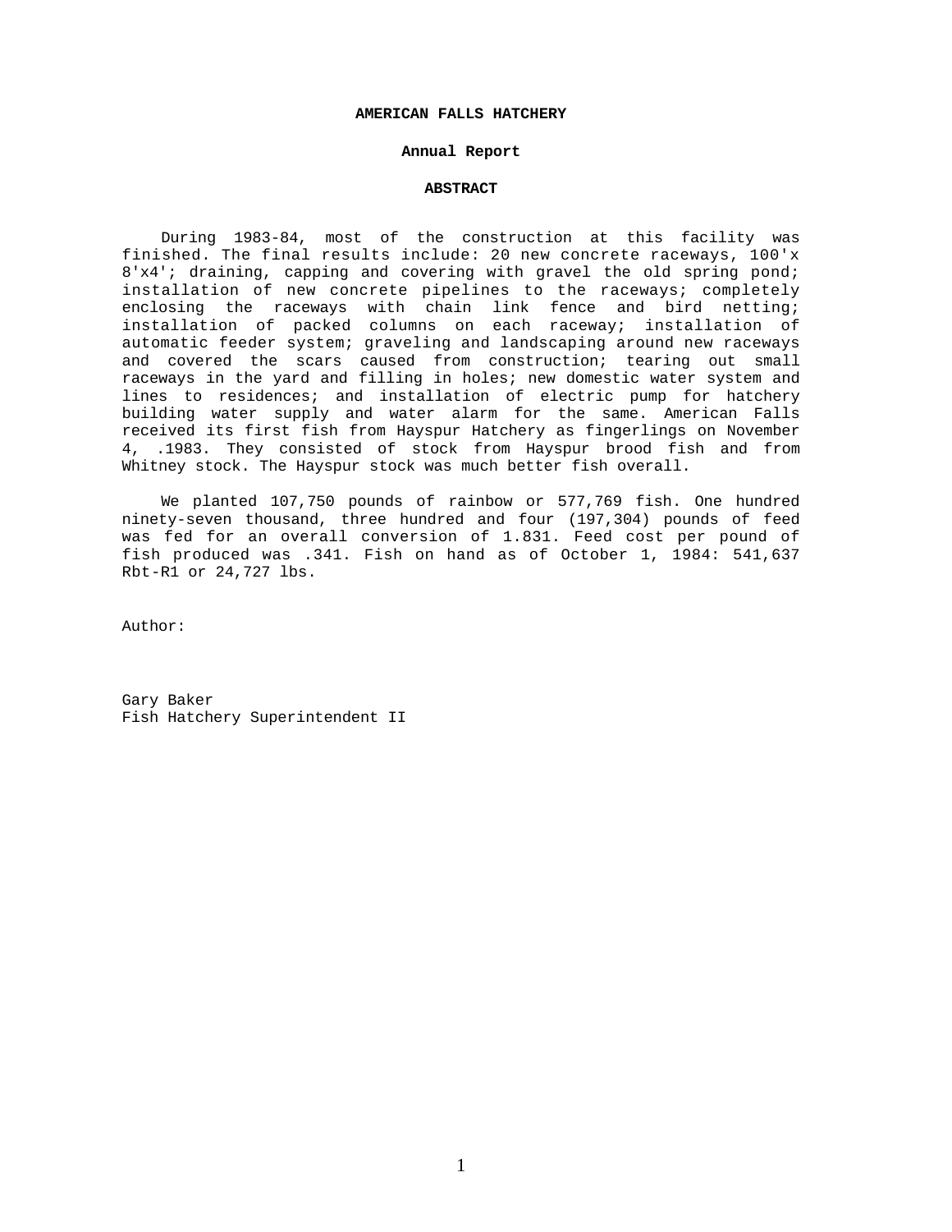# AMERICAN FALLS HATCHERY

## Annual Report

### ABSTRACT

During 1983-84, most of the construction at this facility was finished. The final results include: 20 new concrete raceways, 100'x 8'x4'; draining, capping and covering with gravel the old spring pond; installation of new concrete pipelines to the raceways; completely enclosing the raceways with chain link fence and bird netting; installation of packed columns on each raceway; installation of automatic feeder system; graveling and landscaping around new raceways and covered the scars caused from construction; tearing out small raceways in the yard and filling in holes; new domestic water system and lines to residences; and installation of electric pump for hatchery building water supply and water alarm for the same. American Falls received its first fish from Hayspur Hatchery as fingerlings on November 4, .1983. They consisted of stock from Hayspur brood fish and from Whitney stock. The Hayspur stock was much better fish overall.

We planted 107,750 pounds of rainbow or 577,769 fish. One hundred ninety-seven thousand, three hundred and four (197,304) pounds of feed was fed for an overall conversion of 1.831. Feed cost per pound of fish produced was .341. Fish on hand as of October 1, 1984: 541,637 Rbt-R1 or 24,727 lbs.

Author:

Gary Baker
Fish Hatchery Superintendent II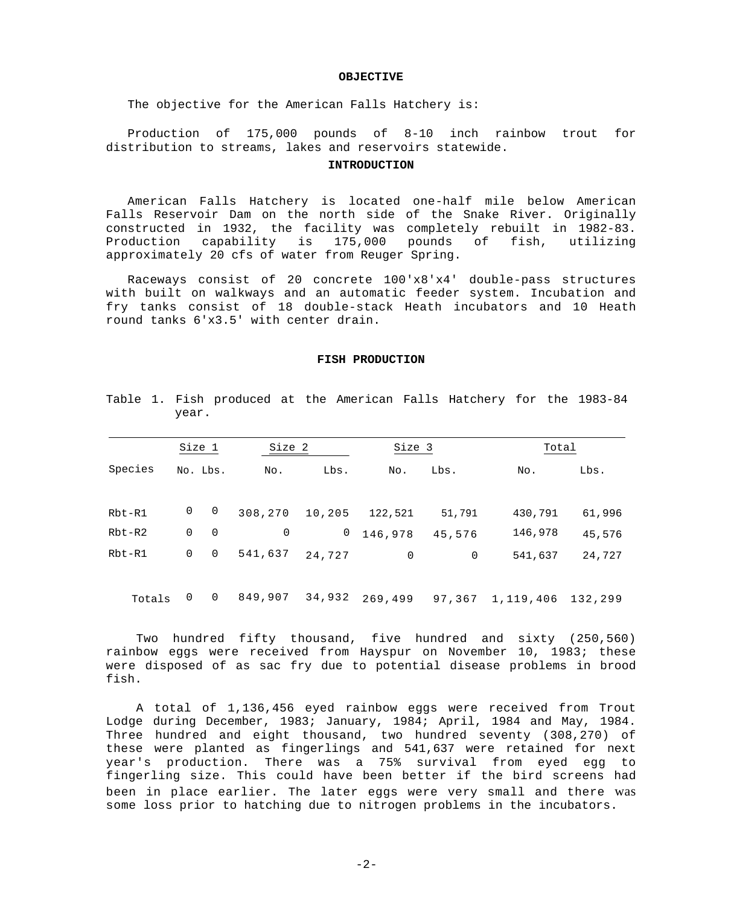## OBJECTIVE

The objective for the American Falls Hatchery is:

Production of 175,000 pounds of 8-10 inch rainbow trout for distribution to streams, lakes and reservoirs statewide.

## INTRODUCTION

American Falls Hatchery is located one-half mile below American Falls Reservoir Dam on the north side of the Snake River. Originally constructed in 1932, the facility was completely rebuilt in 1982-83. Production capability is 175,000 pounds of fish, utilizing approximately 20 cfs of water from Reuger Spring.

Raceways consist of 20 concrete 100'x8'x4' double-pass structures with built on walkways and an automatic feeder system. Incubation and fry tanks consist of 18 double-stack Heath incubators and 10 Heath round tanks 6'x3.5' with center drain.

## FISH PRODUCTION

Table 1. Fish produced at the American Falls Hatchery for the 1983-84 year.

| | Size 1 | | Size 2 | | Size 3 | | Total | |
|---|---|---|---|---|---|---|---|---|
| Species | No. | Lbs. | No. | Lbs. | No. | Lbs. | No. | Lbs. |
| Rbt-R1 | 0 | 0 | 308,270 | 10,205 | 122,521 | 51,791 | 430,791 | 61,996 |
| Rbt-R2 | 0 | 0 | 0 | 0 | 146,978 | 45,576 | 146,978 | 45,576 |
| Rbt-R1 | 0 | 0 | 541,637 | 24,727 | 0 | 0 | 541,637 | 24,727 |
| Totals | 0 | 0 | 849,907 | 34,932 | 269,499 | 97,367 | 1,119,406 | 132,299 |

Two hundred fifty thousand, five hundred and sixty (250,560) rainbow eggs were received from Hayspur on November 10, 1983; these were disposed of as sac fry due to potential disease problems in brood fish.

A total of 1,136,456 eyed rainbow eggs were received from Trout Lodge during December, 1983; January, 1984; April, 1984 and May, 1984. Three hundred and eight thousand, two hundred seventy (308,270) of these were planted as fingerlings and 541,637 were retained for next year's production. There was a 75% survival from eyed egg to fingerling size. This could have been better if the bird screens had been in place earlier. The later eggs were very small and there was some loss prior to hatching due to nitrogen problems in the incubators.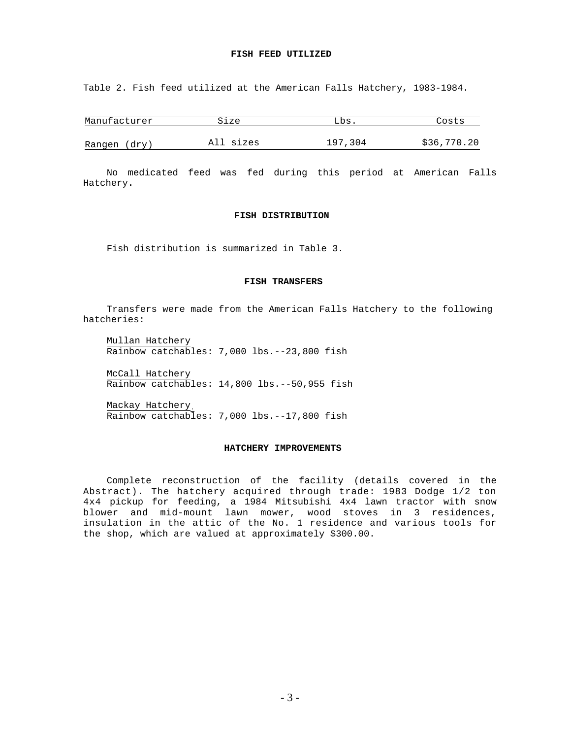## FISH FEED UTILIZED

Table 2. Fish feed utilized at the American Falls Hatchery, 1983-1984.

| Manufacturer | Size | Lbs. | Costs |
|---|---|---|---|
| Rangen (dry) | All sizes | 197,304 | $36,770.20 |

No medicated feed was fed during this period at American Falls Hatchery.

## FISH DISTRIBUTION

Fish distribution is summarized in Table 3.

## FISH TRANSFERS

Transfers were made from the American Falls Hatchery to the following hatcheries:

Mullan Hatchery
Rainbow catchables: 7,000 lbs.--23,800 fish

McCall Hatchery
Rainbow catchables: 14,800 lbs.--50,955 fish

Mackay Hatchery
Rainbow catchables: 7,000 lbs.--17,800 fish

## HATCHERY IMPROVEMENTS

Complete reconstruction of the facility (details covered in the Abstract). The hatchery acquired through trade: 1983 Dodge 1/2 ton 4x4 pickup for feeding, a 1984 Mitsubishi 4x4 lawn tractor with snow blower and mid-mount lawn mower, wood stoves in 3 residences, insulation in the attic of the No. 1 residence and various tools for the shop, which are valued at approximately $300.00.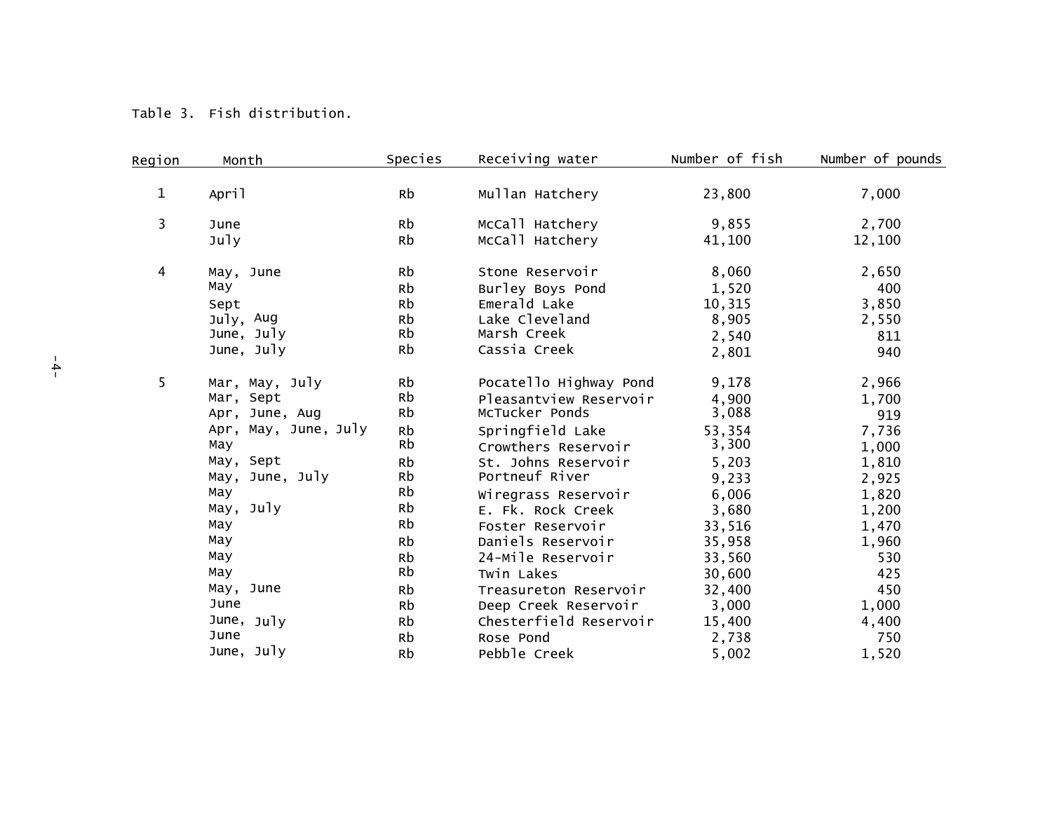Table 3. Fish distribution.

| Region | Month | Species | Receiving water | Number of fish | Number of pounds |
|---|---|---|---|---|---|
| 1 | April | Rb | Mullan Hatchery | 23,800 | 7,000 |
| 3 | June | Rb | McCall Hatchery | 9,855 | 2,700 |
| | July | Rb | McCall Hatchery | 41,100 | 12,100 |
| 4 | May, June | Rb | Stone Reservoir | 8,060 | 2,650 |
| | May | Rb | Burley Boys Pond | 1,520 | 400 |
| | Sept | Rb | Emerald Lake | 10,315 | 3,850 |
| | July, Aug | Rb | Lake Cleveland | 8,905 | 2,550 |
| | June, July | Rb | Marsh Creek | 2,540 | 811 |
| | June, July | Rb | Cassia Creek | 2,801 | 940 |
| 5 | Mar, May, July | Rb | Pocatello Highway Pond | 9,178 | 2,966 |
| | Mar, Sept | Rb | Pleasantview Reservoir | 4,900 | 1,700 |
| | Apr, June, Aug | Rb | McTucker Ponds | 3,088 | 919 |
| | Apr, May, June, July | Rb | Springfield Lake | 53,354 | 7,736 |
| | May | Rb | Crowthers Reservoir | 3,300 | 1,000 |
| | May, Sept | Rb | St. Johns Reservoir | 5,203 | 1,810 |
| | May, June, July | Rb | Portneuf River | 9,233 | 2,925 |
| | May | Rb | Wiregrass Reservoir | 6,006 | 1,820 |
| | May, July | Rb | E. Fk. Rock Creek | 3,680 | 1,200 |
| | May | Rb | Foster Reservoir | 33,516 | 1,470 |
| | May | Rb | Daniels Reservoir | 35,958 | 1,960 |
| | May | Rb | 24-Mile Reservoir | 33,560 | 530 |
| | May | Rb | Twin Lakes | 30,600 | 425 |
| | May, June | Rb | Treasureton Reservoir | 32,400 | 450 |
| | June | Rb | Deep Creek Reservoir | 3,000 | 1,000 |
| | June, July | Rb | Chesterfield Reservoir | 15,400 | 4,400 |
| | June | Rb | Rose Pond | 2,738 | 750 |
| | June, July | Rb | Pebble Creek | 5,002 | 1,520 |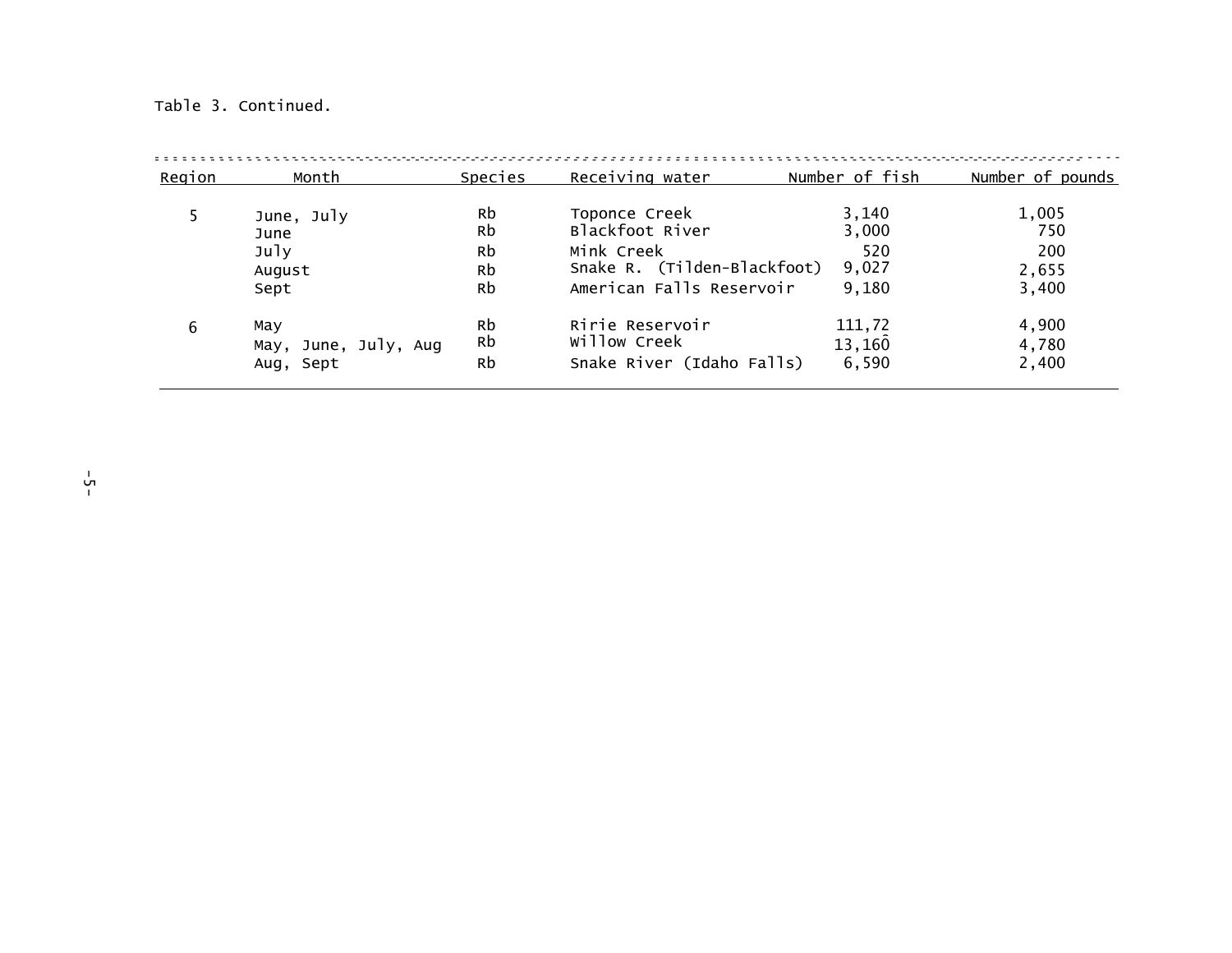Table 3. Continued.

| Region | Month | Species | Receiving water | Number of fish | Number of pounds |
|---|---|---|---|---|---|
| 5 | June, July | Rb | Toponce Creek | 3,140 | 1,005 |
| | June | Rb | Blackfoot River | 3,000 | 750 |
| | July | Rb | Mink Creek | 520 | 200 |
| | August | Rb | Snake R. (Tilden-Blackfoot) | 9,027 | 2,655 |
| | Sept | Rb | American Falls Reservoir | 9,180 | 3,400 |
| 6 | May | Rb | Ririe Reservoir | 111,72 | 4,900 |
| | May, June, July, Aug | Rb | Willow Creek | 13,160 | 4,780 |
| | Aug, Sept | Rb | Snake River (Idaho Falls) | 6,590 | 2,400 |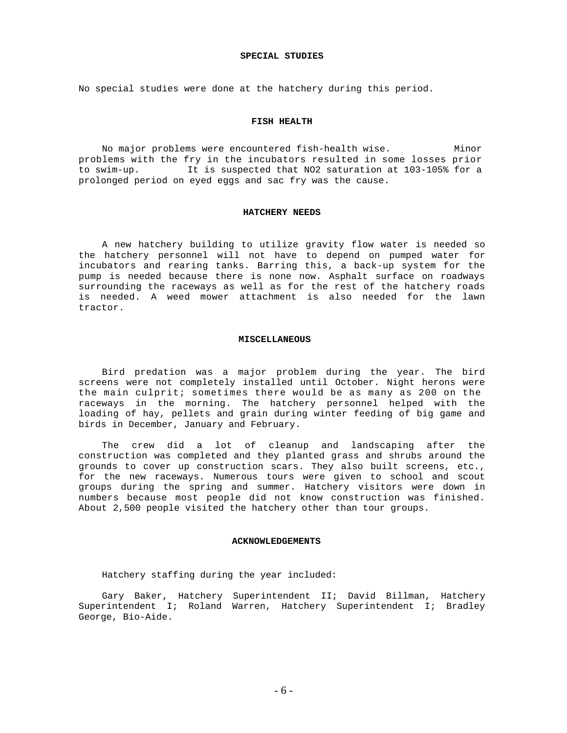## SPECIAL STUDIES

No special studies were done at the hatchery during this period.

## FISH HEALTH

No major problems were encountered fish-health wise. Minor problems with the fry in the incubators resulted in some losses prior to swim-up. It is suspected that $NO_2$ saturation at 103-105% for a prolonged period on eyed eggs and sac fry was the cause.

## HATCHERY NEEDS

A new hatchery building to utilize gravity flow water is needed so the hatchery personnel will not have to depend on pumped water for incubators and rearing tanks. Barring this, a back-up system for the pump is needed because there is none now. Asphalt surface on roadways surrounding the raceways as well as for the rest of the hatchery roads is needed. A weed mower attachment is also needed for the lawn tractor.

## MISCELLANEOUS

Bird predation was a major problem during the year. The bird screens were not completely installed until October. Night herons were the main culprit; sometimes there would be as many as 200 on the raceways in the morning. The hatchery personnel helped with the loading of hay, pellets and grain during winter feeding of big game and birds in December, January and February.

The crew did a lot of cleanup and landscaping after the construction was completed and they planted grass and shrubs around the grounds to cover up construction scars. They also built screens, etc., for the new raceways. Numerous tours were given to school and scout groups during the spring and summer. Hatchery visitors were down in numbers because most people did not know construction was finished. About 2,500 people visited the hatchery other than tour groups.

## ACKNOWLEDGEMENTS

Hatchery staffing during the year included:

Gary Baker, Hatchery Superintendent II; David Billman, Hatchery Superintendent I; Roland Warren, Hatchery Superintendent I; Bradley George, Bio-Aide.